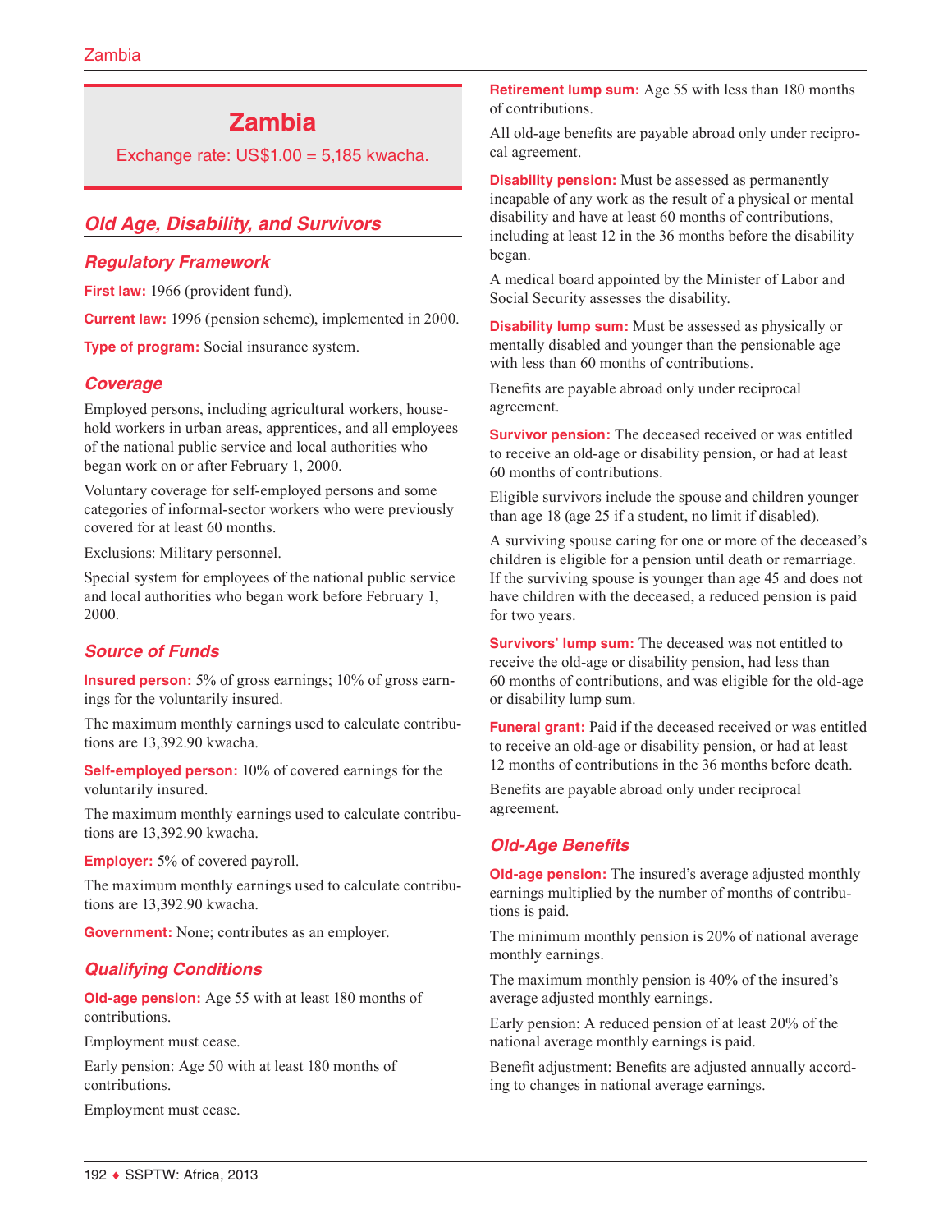# Zambia

Exchange rate: US$1.00 = 5,185 kwacha.

## Old Age, Disability, and Survivors

### Regulatory Framework

**First law:** 1966 (provident fund).

**Current law:** 1996 (pension scheme), implemented in 2000.

**Type of program:** Social insurance system.

### Coverage

Employed persons, including agricultural workers, household workers in urban areas, apprentices, and all employees of the national public service and local authorities who began work on or after February 1, 2000.

Voluntary coverage for self-employed persons and some categories of informal-sector workers who were previously covered for at least 60 months.

Exclusions: Military personnel.

Special system for employees of the national public service and local authorities who began work before February 1, 2000.

### Source of Funds

**Insured person:** 5% of gross earnings; 10% of gross earnings for the voluntarily insured.

The maximum monthly earnings used to calculate contributions are 13,392.90 kwacha.

**Self-employed person:** 10% of covered earnings for the voluntarily insured.

The maximum monthly earnings used to calculate contributions are 13,392.90 kwacha.

**Employer:** 5% of covered payroll.

The maximum monthly earnings used to calculate contributions are 13,392.90 kwacha.

**Government:** None; contributes as an employer.

### Qualifying Conditions

**Old-age pension:** Age 55 with at least 180 months of contributions.

Employment must cease.

Early pension: Age 50 with at least 180 months of contributions.

Employment must cease.

**Retirement lump sum:** Age 55 with less than 180 months of contributions.

All old-age benefits are payable abroad only under reciprocal agreement.

**Disability pension:** Must be assessed as permanently incapable of any work as the result of a physical or mental disability and have at least 60 months of contributions, including at least 12 in the 36 months before the disability began.

A medical board appointed by the Minister of Labor and Social Security assesses the disability.

**Disability lump sum:** Must be assessed as physically or mentally disabled and younger than the pensionable age with less than 60 months of contributions.

Benefits are payable abroad only under reciprocal agreement.

**Survivor pension:** The deceased received or was entitled to receive an old-age or disability pension, or had at least 60 months of contributions.

Eligible survivors include the spouse and children younger than age 18 (age 25 if a student, no limit if disabled).

A surviving spouse caring for one or more of the deceased's children is eligible for a pension until death or remarriage. If the surviving spouse is younger than age 45 and does not have children with the deceased, a reduced pension is paid for two years.

**Survivors' lump sum:** The deceased was not entitled to receive the old-age or disability pension, had less than 60 months of contributions, and was eligible for the old-age or disability lump sum.

**Funeral grant:** Paid if the deceased received or was entitled to receive an old-age or disability pension, or had at least 12 months of contributions in the 36 months before death.

Benefits are payable abroad only under reciprocal agreement.

### Old-Age Benefits

**Old-age pension:** The insured's average adjusted monthly earnings multiplied by the number of months of contributions is paid.

The minimum monthly pension is 20% of national average monthly earnings.

The maximum monthly pension is 40% of the insured's average adjusted monthly earnings.

Early pension: A reduced pension of at least 20% of the national average monthly earnings is paid.

Benefit adjustment: Benefits are adjusted annually according to changes in national average earnings.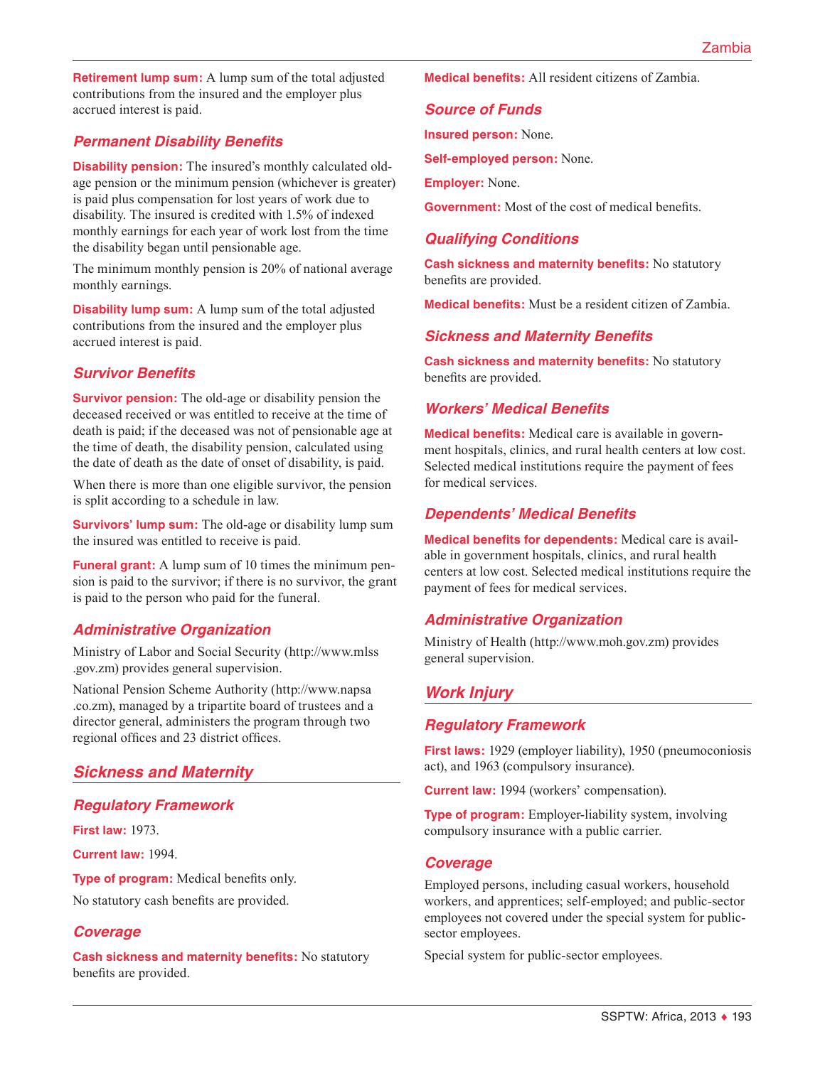**Retirement lump sum:** A lump sum of the total adjusted contributions from the insured and the employer plus accrued interest is paid.

### Permanent Disability Benefits

**Disability pension:** The insured's monthly calculated old-age pension or the minimum pension (whichever is greater) is paid plus compensation for lost years of work due to disability. The insured is credited with 1.5% of indexed monthly earnings for each year of work lost from the time the disability began until pensionable age.

The minimum monthly pension is 20% of national average monthly earnings.

**Disability lump sum:** A lump sum of the total adjusted contributions from the insured and the employer plus accrued interest is paid.

### Survivor Benefits

**Survivor pension:** The old-age or disability pension the deceased received or was entitled to receive at the time of death is paid; if the deceased was not of pensionable age at the time of death, the disability pension, calculated using the date of death as the date of onset of disability, is paid.

When there is more than one eligible survivor, the pension is split according to a schedule in law.

**Survivors' lump sum:** The old-age or disability lump sum the insured was entitled to receive is paid.

**Funeral grant:** A lump sum of 10 times the minimum pension is paid to the survivor; if there is no survivor, the grant is paid to the person who paid for the funeral.

### Administrative Organization

Ministry of Labor and Social Security (http://www.mlss.gov.zm) provides general supervision.

National Pension Scheme Authority (http://www.napsa.co.zm), managed by a tripartite board of trustees and a director general, administers the program through two regional offices and 23 district offices.

## Sickness and Maternity

### Regulatory Framework

**First law:** 1973.

**Current law:** 1994.

**Type of program:** Medical benefits only.

No statutory cash benefits are provided.

### Coverage

**Cash sickness and maternity benefits:** No statutory benefits are provided.

**Medical benefits:** All resident citizens of Zambia.

### Source of Funds

**Insured person:** None.

**Self-employed person:** None.

**Employer:** None.

**Government:** Most of the cost of medical benefits.

### Qualifying Conditions

**Cash sickness and maternity benefits:** No statutory benefits are provided.

**Medical benefits:** Must be a resident citizen of Zambia.

### Sickness and Maternity Benefits

**Cash sickness and maternity benefits:** No statutory benefits are provided.

### Workers' Medical Benefits

**Medical benefits:** Medical care is available in government hospitals, clinics, and rural health centers at low cost. Selected medical institutions require the payment of fees for medical services.

### Dependents' Medical Benefits

**Medical benefits for dependents:** Medical care is available in government hospitals, clinics, and rural health centers at low cost. Selected medical institutions require the payment of fees for medical services.

### Administrative Organization

Ministry of Health (http://www.moh.gov.zm) provides general supervision.

## Work Injury

### Regulatory Framework

**First laws:** 1929 (employer liability), 1950 (pneumoconiosis act), and 1963 (compulsory insurance).

**Current law:** 1994 (workers' compensation).

**Type of program:** Employer-liability system, involving compulsory insurance with a public carrier.

### Coverage

Employed persons, including casual workers, household workers, and apprentices; self-employed; and public-sector employees not covered under the special system for public-sector employees.

Special system for public-sector employees.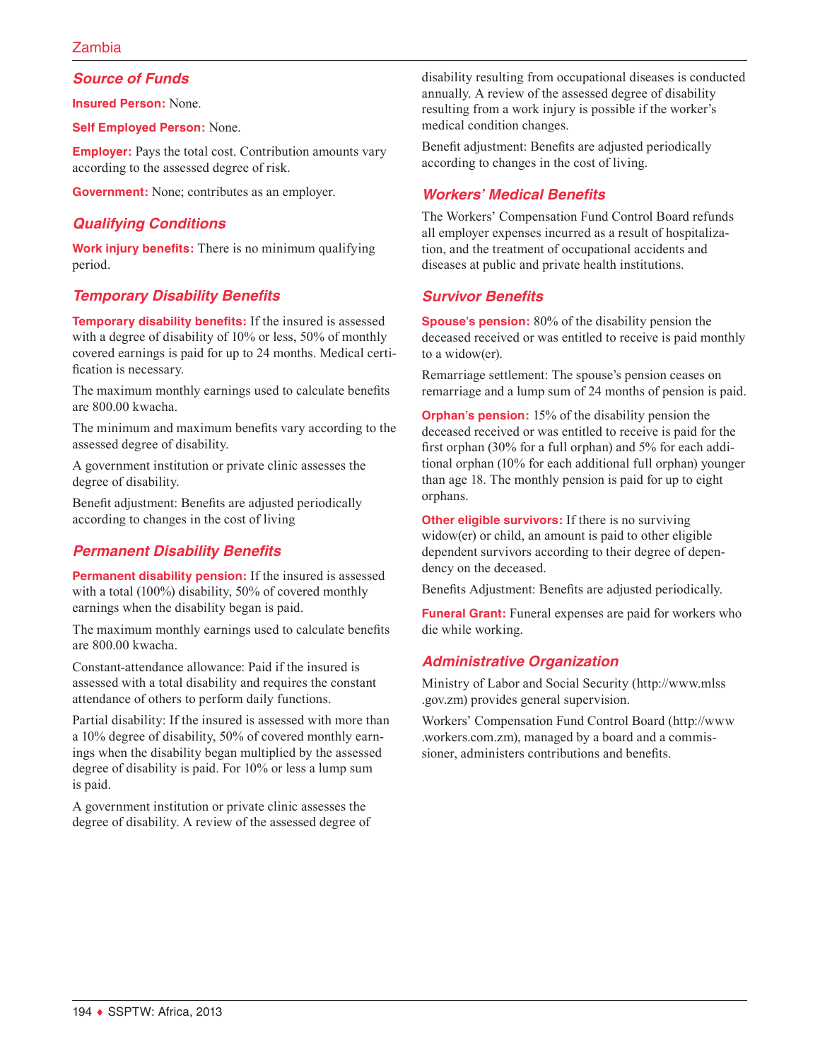### Source of Funds

**Insured Person:** None.

**Self Employed Person:** None.

**Employer:** Pays the total cost. Contribution amounts vary according to the assessed degree of risk.

**Government:** None; contributes as an employer.

### Qualifying Conditions

**Work injury benefits:** There is no minimum qualifying period.

### Temporary Disability Benefits

**Temporary disability benefits:** If the insured is assessed with a degree of disability of 10% or less, 50% of monthly covered earnings is paid for up to 24 months. Medical certification is necessary.

The maximum monthly earnings used to calculate benefits are 800.00 kwacha.

The minimum and maximum benefits vary according to the assessed degree of disability.

A government institution or private clinic assesses the degree of disability.

Benefit adjustment: Benefits are adjusted periodically according to changes in the cost of living

### Permanent Disability Benefits

**Permanent disability pension:** If the insured is assessed with a total (100%) disability, 50% of covered monthly earnings when the disability began is paid.

The maximum monthly earnings used to calculate benefits are 800.00 kwacha.

Constant-attendance allowance: Paid if the insured is assessed with a total disability and requires the constant attendance of others to perform daily functions.

Partial disability: If the insured is assessed with more than a 10% degree of disability, 50% of covered monthly earnings when the disability began multiplied by the assessed degree of disability is paid. For 10% or less a lump sum is paid.

A government institution or private clinic assesses the degree of disability. A review of the assessed degree of disability resulting from occupational diseases is conducted annually. A review of the assessed degree of disability resulting from a work injury is possible if the worker's medical condition changes.

Benefit adjustment: Benefits are adjusted periodically according to changes in the cost of living.

### Workers' Medical Benefits

The Workers' Compensation Fund Control Board refunds all employer expenses incurred as a result of hospitalization, and the treatment of occupational accidents and diseases at public and private health institutions.

### Survivor Benefits

**Spouse's pension:** 80% of the disability pension the deceased received or was entitled to receive is paid monthly to a widow(er).

Remarriage settlement: The spouse's pension ceases on remarriage and a lump sum of 24 months of pension is paid.

**Orphan's pension:** 15% of the disability pension the deceased received or was entitled to receive is paid for the first orphan (30% for a full orphan) and 5% for each additional orphan (10% for each additional full orphan) younger than age 18. The monthly pension is paid for up to eight orphans.

**Other eligible survivors:** If there is no surviving widow(er) or child, an amount is paid to other eligible dependent survivors according to their degree of dependency on the deceased.

Benefits Adjustment: Benefits are adjusted periodically.

**Funeral Grant:** Funeral expenses are paid for workers who die while working.

### Administrative Organization

Ministry of Labor and Social Security (http://www.mlss.gov.zm) provides general supervision.

Workers' Compensation Fund Control Board (http://www.workers.com.zm), managed by a board and a commissioner, administers contributions and benefits.